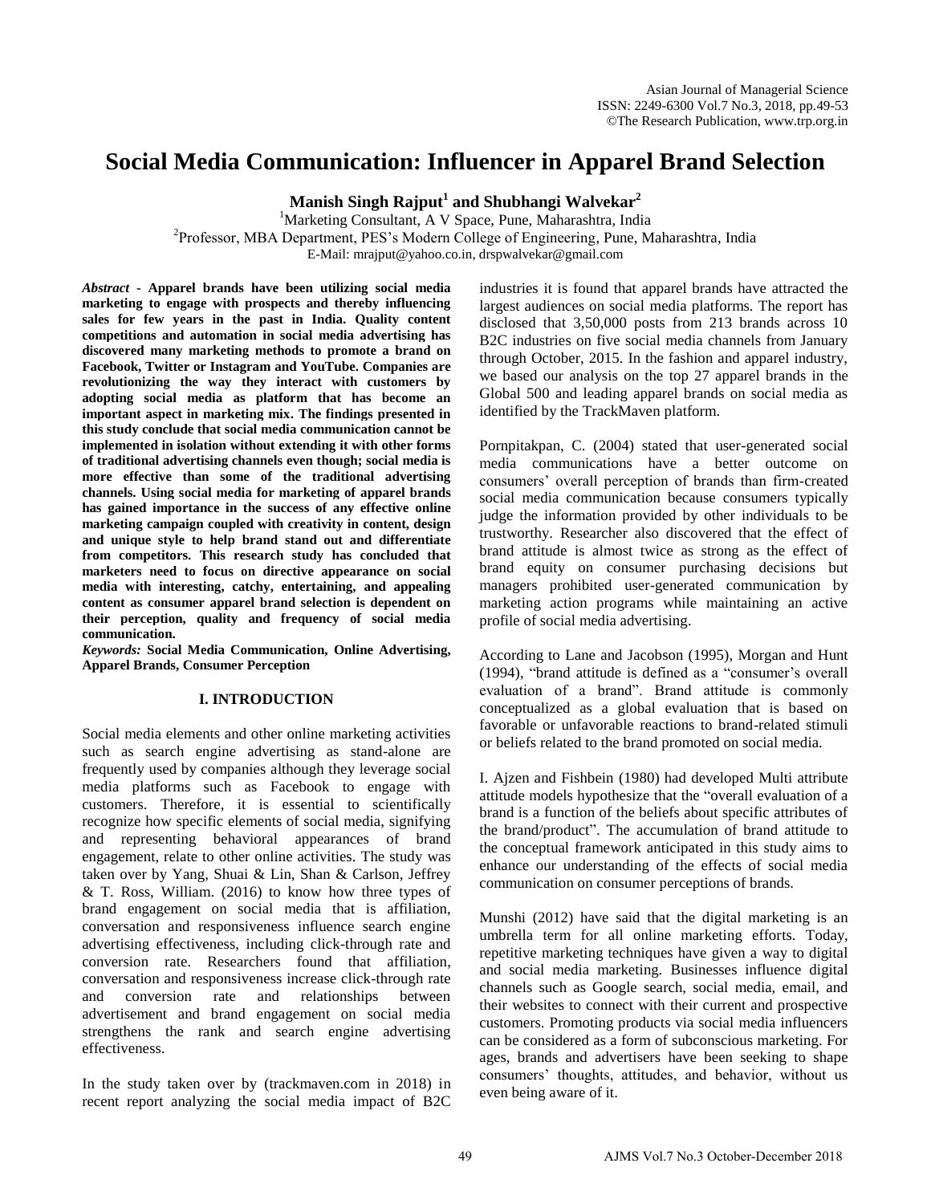// Social Media Communication: Influencer in Apparel Brand Selection

**Manish Singh Rajput[1] and Shubhangi Walvekar[2]**

[1]Marketing Consultant, A V Space, Pune, Maharashtra, India
[2]Professor, MBA Department, PES's Modern College of Engineering, Pune, Maharashtra, India
E-Mail: mrajput@yahoo.co.in, drspwalvekar@gmail.com

***Abstract*** - **Apparel brands have been utilizing social media marketing to engage with prospects and thereby influencing sales for few years in the past in India. Quality content competitions and automation in social media advertising has discovered many marketing methods to promote a brand on Facebook, Twitter or Instagram and YouTube. Companies are revolutionizing the way they interact with customers by adopting social media as platform that has become an important aspect in marketing mix. The findings presented in this study conclude that social media communication cannot be implemented in isolation without extending it with other forms of traditional advertising channels even though; social media is more effective than some of the traditional advertising channels. Using social media for marketing of apparel brands has gained importance in the success of any effective online marketing campaign coupled with creativity in content, design and unique style to help brand stand out and differentiate from competitors. This research study has concluded that marketers need to focus on directive appearance on social media with interesting, catchy, entertaining, and appealing content as consumer apparel brand selection is dependent on their perception, quality and frequency of social media communication.**

***Keywords:*** **Social Media Communication, Online Advertising, Apparel Brands, Consumer Perception**

## I. INTRODUCTION

Social media elements and other online marketing activities such as search engine advertising as stand-alone are frequently used by companies although they leverage social media platforms such as Facebook to engage with customers. Therefore, it is essential to scientifically recognize how specific elements of social media, signifying and representing behavioral appearances of brand engagement, relate to other online activities. The study was taken over by Yang, Shuai & Lin, Shan & Carlson, Jeffrey & T. Ross, William. (2016) to know how three types of brand engagement on social media that is affiliation, conversation and responsiveness influence search engine advertising effectiveness, including click-through rate and conversion rate. Researchers found that affiliation, conversation and responsiveness increase click-through rate and conversion rate and relationships between advertisement and brand engagement on social media strengthens the rank and search engine advertising effectiveness.

In the study taken over by (trackmaven.com in 2018) in recent report analyzing the social media impact of B2C industries it is found that apparel brands have attracted the largest audiences on social media platforms. The report has disclosed that 3,50,000 posts from 213 brands across 10 B2C industries on five social media channels from January through October, 2015. In the fashion and apparel industry, we based our analysis on the top 27 apparel brands in the Global 500 and leading apparel brands on social media as identified by the TrackMaven platform.

Pornpitakpan, C. (2004) stated that user-generated social media communications have a better outcome on consumers' overall perception of brands than firm-created social media communication because consumers typically judge the information provided by other individuals to be trustworthy. Researcher also discovered that the effect of brand attitude is almost twice as strong as the effect of brand equity on consumer purchasing decisions but managers prohibited user-generated communication by marketing action programs while maintaining an active profile of social media advertising.

According to Lane and Jacobson (1995), Morgan and Hunt (1994), "brand attitude is defined as a "consumer's overall evaluation of a brand". Brand attitude is commonly conceptualized as a global evaluation that is based on favorable or unfavorable reactions to brand-related stimuli or beliefs related to the brand promoted on social media.

I. Ajzen and Fishbein (1980) had developed Multi attribute attitude models hypothesize that the "overall evaluation of a brand is a function of the beliefs about specific attributes of the brand/product". The accumulation of brand attitude to the conceptual framework anticipated in this study aims to enhance our understanding of the effects of social media communication on consumer perceptions of brands.

Munshi (2012) have said that the digital marketing is an umbrella term for all online marketing efforts. Today, repetitive marketing techniques have given a way to digital and social media marketing. Businesses influence digital channels such as Google search, social media, email, and their websites to connect with their current and prospective customers. Promoting products via social media influencers can be considered as a form of subconscious marketing. For ages, brands and advertisers have been seeking to shape consumers' thoughts, attitudes, and behavior, without us even being aware of it.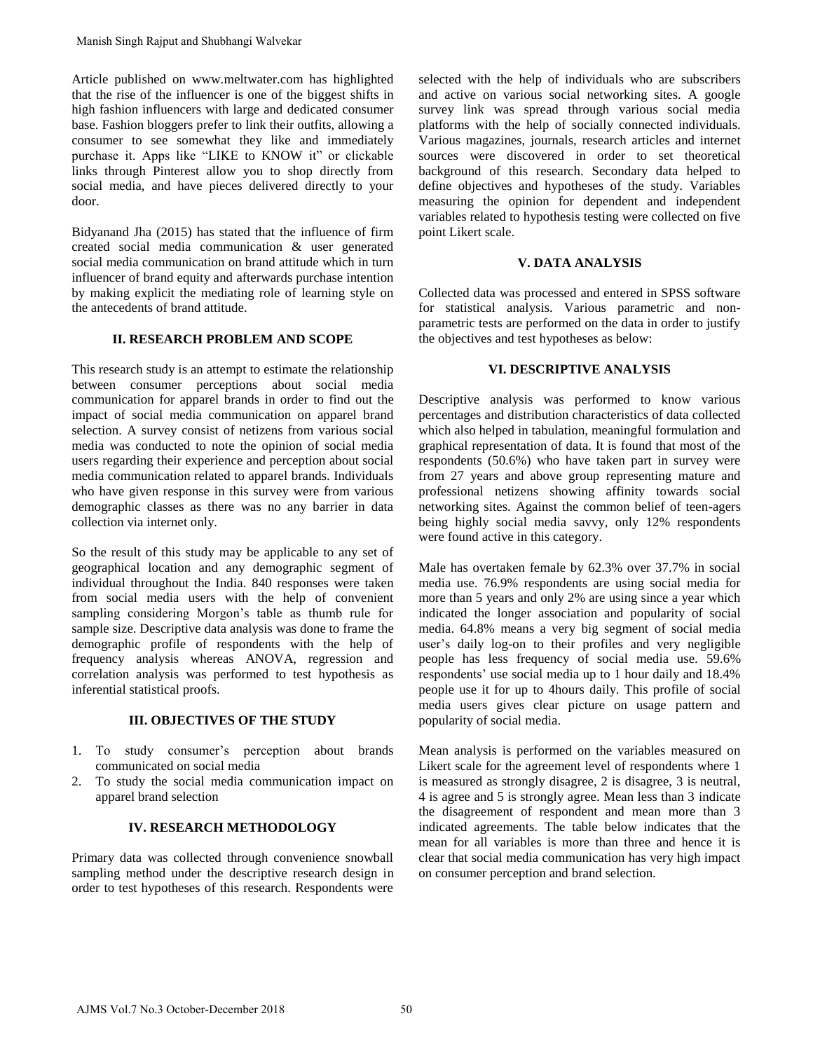Article published on www.meltwater.com has highlighted that the rise of the influencer is one of the biggest shifts in high fashion influencers with large and dedicated consumer base. Fashion bloggers prefer to link their outfits, allowing a consumer to see somewhat they like and immediately purchase it. Apps like "LIKE to KNOW it" or clickable links through Pinterest allow you to shop directly from social media, and have pieces delivered directly to your door.

Bidyanand Jha (2015) has stated that the influence of firm created social media communication & user generated social media communication on brand attitude which in turn influencer of brand equity and afterwards purchase intention by making explicit the mediating role of learning style on the antecedents of brand attitude.

## II. RESEARCH PROBLEM AND SCOPE

This research study is an attempt to estimate the relationship between consumer perceptions about social media communication for apparel brands in order to find out the impact of social media communication on apparel brand selection. A survey consist of netizens from various social media was conducted to note the opinion of social media users regarding their experience and perception about social media communication related to apparel brands. Individuals who have given response in this survey were from various demographic classes as there was no any barrier in data collection via internet only.

So the result of this study may be applicable to any set of geographical location and any demographic segment of individual throughout the India. 840 responses were taken from social media users with the help of convenient sampling considering Morgon's table as thumb rule for sample size. Descriptive data analysis was done to frame the demographic profile of respondents with the help of frequency analysis whereas ANOVA, regression and correlation analysis was performed to test hypothesis as inferential statistical proofs.

## III. OBJECTIVES OF THE STUDY

1. To study consumer's perception about brands communicated on social media
2. To study the social media communication impact on apparel brand selection

## IV. RESEARCH METHODOLOGY

Primary data was collected through convenience snowball sampling method under the descriptive research design in order to test hypotheses of this research. Respondents were selected with the help of individuals who are subscribers and active on various social networking sites. A google survey link was spread through various social media platforms with the help of socially connected individuals. Various magazines, journals, research articles and internet sources were discovered in order to set theoretical background of this research. Secondary data helped to define objectives and hypotheses of the study. Variables measuring the opinion for dependent and independent variables related to hypothesis testing were collected on five point Likert scale.

## V. DATA ANALYSIS

Collected data was processed and entered in SPSS software for statistical analysis. Various parametric and non-parametric tests are performed on the data in order to justify the objectives and test hypotheses as below:

## VI. DESCRIPTIVE ANALYSIS

Descriptive analysis was performed to know various percentages and distribution characteristics of data collected which also helped in tabulation, meaningful formulation and graphical representation of data. It is found that most of the respondents (50.6%) who have taken part in survey were from 27 years and above group representing mature and professional netizens showing affinity towards social networking sites. Against the common belief of teen-agers being highly social media savvy, only 12% respondents were found active in this category.

Male has overtaken female by 62.3% over 37.7% in social media use. 76.9% respondents are using social media for more than 5 years and only 2% are using since a year which indicated the longer association and popularity of social media. 64.8% means a very big segment of social media user's daily log-on to their profiles and very negligible people has less frequency of social media use. 59.6% respondents' use social media up to 1 hour daily and 18.4% people use it for up to 4hours daily. This profile of social media users gives clear picture on usage pattern and popularity of social media.

Mean analysis is performed on the variables measured on Likert scale for the agreement level of respondents where 1 is measured as strongly disagree, 2 is disagree, 3 is neutral, 4 is agree and 5 is strongly agree. Mean less than 3 indicate the disagreement of respondent and mean more than 3 indicated agreements. The table below indicates that the mean for all variables is more than three and hence it is clear that social media communication has very high impact on consumer perception and brand selection.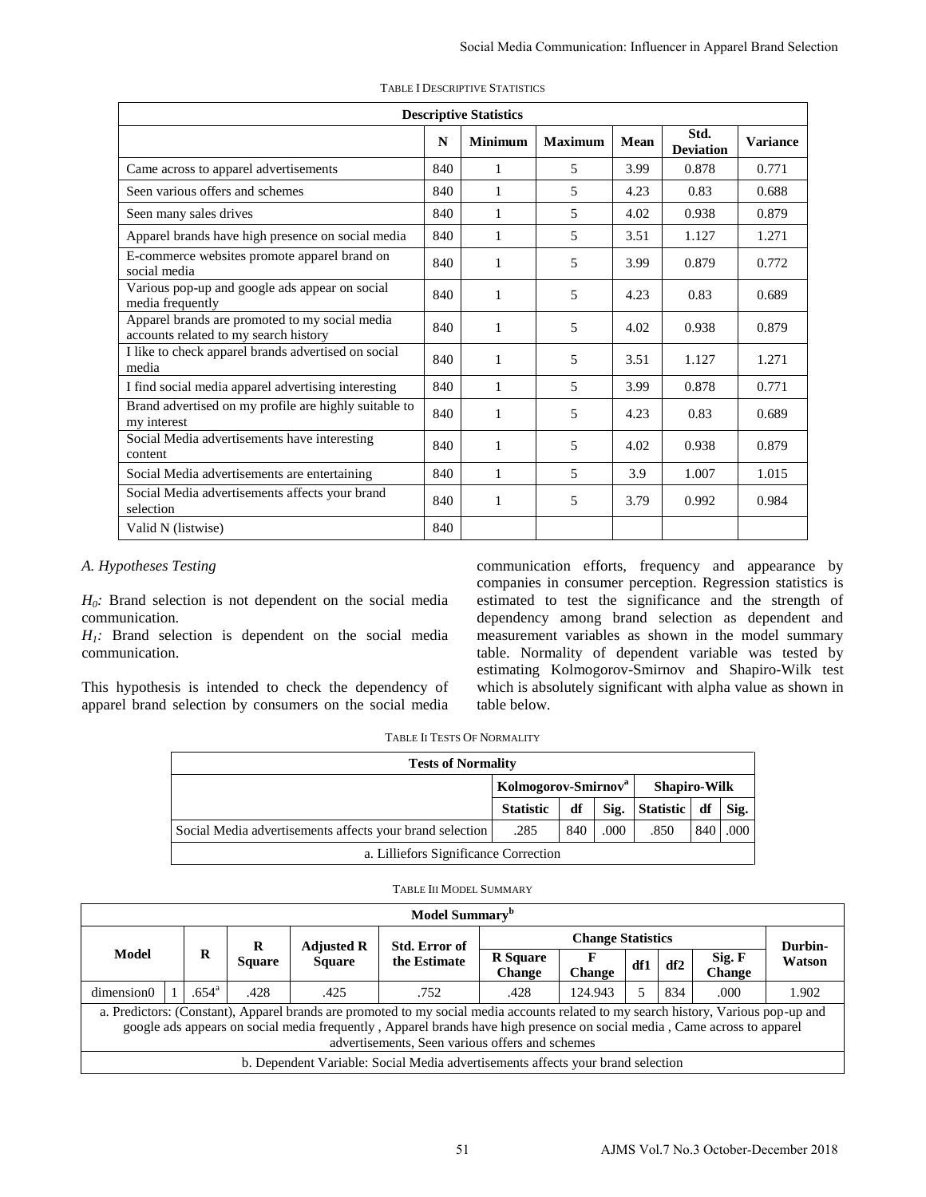TABLE I DESCRIPTIVE STATISTICS

| Descriptive Statistics | | | | | | |
|---|---|---|---|---|---|---|
| | N | Minimum | Maximum | Mean | Std. Deviation | Variance |
| Came across to apparel advertisements | 840 | 1 | 5 | 3.99 | 0.878 | 0.771 |
| Seen various offers and schemes | 840 | 1 | 5 | 4.23 | 0.83 | 0.688 |
| Seen many sales drives | 840 | 1 | 5 | 4.02 | 0.938 | 0.879 |
| Apparel brands have high presence on social media | 840 | 1 | 5 | 3.51 | 1.127 | 1.271 |
| E-commerce websites promote apparel brand on social media | 840 | 1 | 5 | 3.99 | 0.879 | 0.772 |
| Various pop-up and google ads appear on social media frequently | 840 | 1 | 5 | 4.23 | 0.83 | 0.689 |
| Apparel brands are promoted to my social media accounts related to my search history | 840 | 1 | 5 | 4.02 | 0.938 | 0.879 |
| I like to check apparel brands advertised on social media | 840 | 1 | 5 | 3.51 | 1.127 | 1.271 |
| I find social media apparel advertising interesting | 840 | 1 | 5 | 3.99 | 0.878 | 0.771 |
| Brand advertised on my profile are highly suitable to my interest | 840 | 1 | 5 | 4.23 | 0.83 | 0.689 |
| Social Media advertisements have interesting content | 840 | 1 | 5 | 4.02 | 0.938 | 0.879 |
| Social Media advertisements are entertaining | 840 | 1 | 5 | 3.9 | 1.007 | 1.015 |
| Social Media advertisements affects your brand selection | 840 | 1 | 5 | 3.79 | 0.992 | 0.984 |
| Valid N (listwise) | 840 | | | | | |

### *A. Hypotheses Testing*

*$H_0$:* Brand selection is not dependent on the social media communication.

*$H_1$:* Brand selection is dependent on the social media communication.

This hypothesis is intended to check the dependency of apparel brand selection by consumers on the social media communication efforts, frequency and appearance by companies in consumer perception. Regression statistics is estimated to test the significance and the strength of dependency among brand selection as dependent and measurement variables as shown in the model summary table. Normality of dependent variable was tested by estimating Kolmogorov-Smirnov and Shapiro-Wilk test which is absolutely significant with alpha value as shown in table below.

TABLE II TESTS OF NORMALITY

| Tests of Normality | | | | | | |
|---|---|---|---|---|---|---|
| | Kolmogorov-Smirnov[a] | | | Shapiro-Wilk | | |
| | Statistic | df | Sig. | Statistic | df | Sig. |
| Social Media advertisements affects your brand selection | .285 | 840 | .000 | .850 | 840 | .000 |
| a. Lilliefors Significance Correction | | | | | | |

TABLE III MODEL SUMMARY

| Model Summary[b] | | | | | | | | | | | |
|---|---|---|---|---|---|---|---|---|---|---|---|
| Model | | R | R Square | Adjusted R Square | Std. Error of the Estimate | Change Statistics | | | | | Durbin-Watson |
| | | | | | | R Square Change | F Change | df1 | df2 | Sig. F Change | |
| dimension0 | 1 | .654[a] | .428 | .425 | .752 | .428 | 124.943 | 5 | 834 | .000 | 1.902 |
| a. Predictors: (Constant), Apparel brands are promoted to my social media accounts related to my search history, Various pop-up and google ads appears on social media frequently , Apparel brands have high presence on social media , Came across to apparel advertisements, Seen various offers and schemes | | | | | | | | | | | |
| b. Dependent Variable: Social Media advertisements affects your brand selection | | | | | | | | | | | |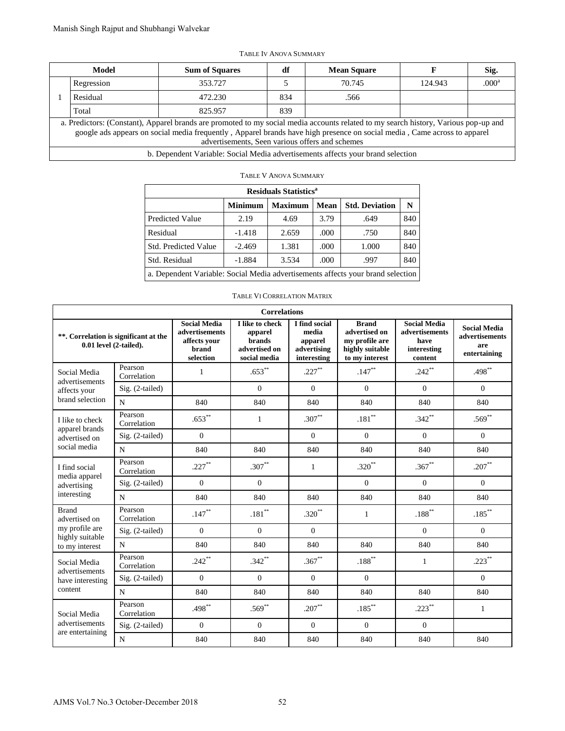TABLE IV ANOVA SUMMARY

| Model | | Sum of Squares | df | Mean Square | F | Sig. |
|---|---|---|---|---|---|---|
| 1 | Regression | 353.727 | 5 | 70.745 | 124.943 | .000[a] |
| | Residual | 472.230 | 834 | .566 | | |
| | Total | 825.957 | 839 | | | |
| a. Predictors: (Constant), Apparel brands are promoted to my social media accounts related to my search history, Various pop-up and google ads appears on social media frequently , Apparel brands have high presence on social media , Came across to apparel advertisements, Seen various offers and schemes | | | | | | |
| b. Dependent Variable: Social Media advertisements affects your brand selection | | | | | | |

TABLE V ANOVA SUMMARY

| Residuals Statistics[a] | | | | | |
|---|---|---|---|---|---|
| | Minimum | Maximum | Mean | Std. Deviation | N |
| Predicted Value | 2.19 | 4.69 | 3.79 | .649 | 840 |
| Residual | -1.418 | 2.659 | .000 | .750 | 840 |
| Std. Predicted Value | -2.469 | 1.381 | .000 | 1.000 | 840 |
| Std. Residual | -1.884 | 3.534 | .000 | .997 | 840 |
| a. Dependent Variable: Social Media advertisements affects your brand selection | | | | | |

TABLE VI CORRELATION MATRIX

| Correlations | | | | | | | |
|---|---|---|---|---|---|---|---|
| **. Correlation is significant at the 0.01 level (2-tailed). | | Social Media advertisements affects your brand selection | I like to check apparel brands advertised on social media | I find social media apparel advertising interesting | Brand advertised on my profile are highly suitable to my interest | Social Media advertisements have interesting content | Social Media advertisements are entertaining |
| Social Media advertisements affects your brand selection | Pearson Correlation | 1 | .653** | .227** | .147** | .242** | .498** |
| | Sig. (2-tailed) | | 0 | 0 | 0 | 0 | 0 |
| | N | 840 | 840 | 840 | 840 | 840 | 840 |
| I like to check apparel brands advertised on social media | Pearson Correlation | .653** | 1 | .307** | .181** | .342** | .569** |
| | Sig. (2-tailed) | 0 | | 0 | 0 | 0 | 0 |
| | N | 840 | 840 | 840 | 840 | 840 | 840 |
| I find social media apparel advertising interesting | Pearson Correlation | .227** | .307** | 1 | .320** | .367** | .207** |
| | Sig. (2-tailed) | 0 | 0 | | 0 | 0 | 0 |
| | N | 840 | 840 | 840 | 840 | 840 | 840 |
| Brand advertised on my profile are highly suitable to my interest | Pearson Correlation | .147** | .181** | .320** | 1 | .188** | .185** |
| | Sig. (2-tailed) | 0 | 0 | 0 | | 0 | 0 |
| | N | 840 | 840 | 840 | 840 | 840 | 840 |
| Social Media advertisements have interesting content | Pearson Correlation | .242** | .342** | .367** | .188** | 1 | .223** |
| | Sig. (2-tailed) | 0 | 0 | 0 | 0 | | 0 |
| | N | 840 | 840 | 840 | 840 | 840 | 840 |
| Social Media advertisements are entertaining | Pearson Correlation | .498** | .569** | .207** | .185** | .223** | 1 |
| | Sig. (2-tailed) | 0 | 0 | 0 | 0 | 0 | |
| | N | 840 | 840 | 840 | 840 | 840 | 840 |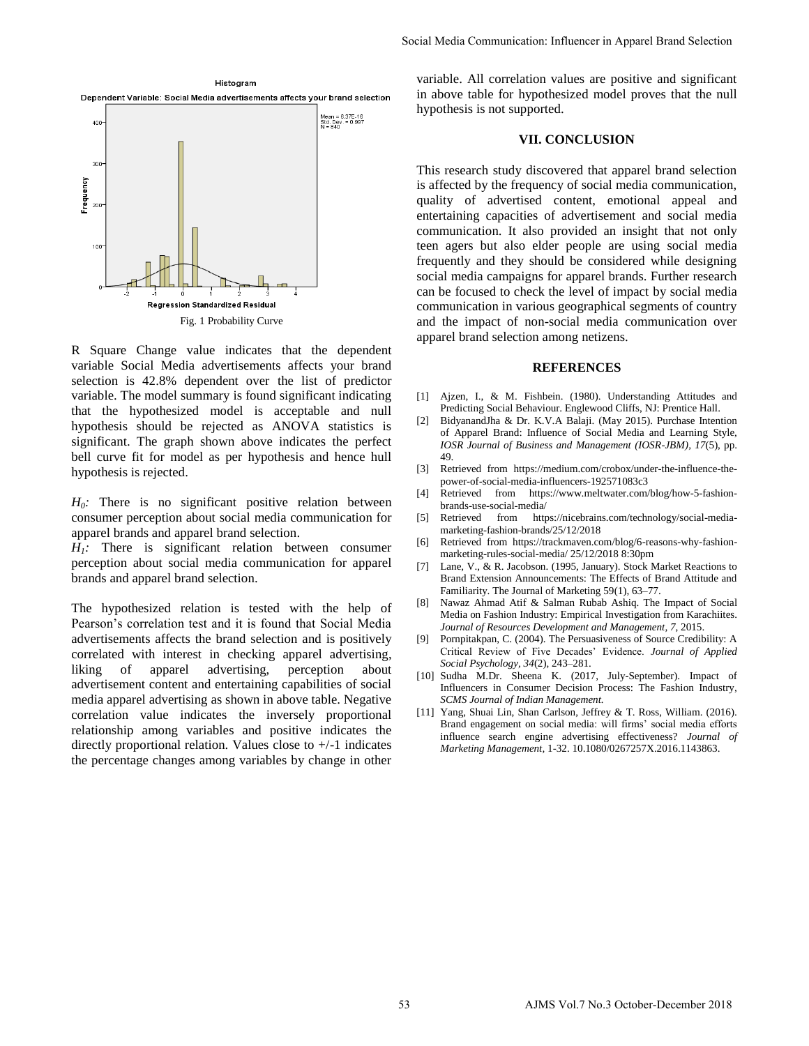Histogram

Dependent Variable: Social Media advertisements affects your brand selection

Mean = 6.37E-16
Std. Dev. = 0.997
N = 840

Frequency

400
300
200
100
0

-2 -1 0 1 2 3 4

Regression Standardized Residual

Fig. 1 Probability Curve

R Square Change value indicates that the dependent variable Social Media advertisements affects your brand selection is 42.8% dependent over the list of predictor variable. The model summary is found significant indicating that the hypothesized model is acceptable and null hypothesis should be rejected as ANOVA statistics is significant. The graph shown above indicates the perfect bell curve fit for model as per hypothesis and hence hull hypothesis is rejected.

*$H_0$:* There is no significant positive relation between consumer perception about social media communication for apparel brands and apparel brand selection.

*$H_1$:* There is significant relation between consumer perception about social media communication for apparel brands and apparel brand selection.

The hypothesized relation is tested with the help of Pearson's correlation test and it is found that Social Media advertisements affects the brand selection and is positively correlated with interest in checking apparel advertising, liking of apparel advertising, perception about advertisement content and entertaining capabilities of social media apparel advertising as shown in above table. Negative correlation value indicates the inversely proportional relationship among variables and positive indicates the directly proportional relation. Values close to +/-1 indicates the percentage changes among variables by change in other variable. All correlation values are positive and significant in above table for hypothesized model proves that the null hypothesis is not supported.

## VII. CONCLUSION

This research study discovered that apparel brand selection is affected by the frequency of social media communication, quality of advertised content, emotional appeal and entertaining capacities of advertisement and social media communication. It also provided an insight that not only teen agers but also elder people are using social media frequently and they should be considered while designing social media campaigns for apparel brands. Further research can be focused to check the level of impact by social media communication in various geographical segments of country and the impact of non-social media communication over apparel brand selection among netizens.

## REFERENCES

[1] Ajzen, I., & M. Fishbein. (1980). Understanding Attitudes and Predicting Social Behaviour. Englewood Cliffs, NJ: Prentice Hall.

[2] BidyanandJha & Dr. K.V.A Balaji. (May 2015). Purchase Intention of Apparel Brand: Influence of Social Media and Learning Style, *IOSR Journal of Business and Management (IOSR-JBM)*, *17*(5), pp. 49.

[3] Retrieved from https://medium.com/crobox/under-the-influence-the-power-of-social-media-influencers-192571083c3

[4] Retrieved from https://www.meltwater.com/blog/how-5-fashion-brands-use-social-media/

[5] Retrieved from https://nicebrains.com/technology/social-media-marketing-fashion-brands/25/12/2018

[6] Retrieved from https://trackmaven.com/blog/6-reasons-why-fashion-marketing-rules-social-media/ 25/12/2018 8:30pm

[7] Lane, V., & R. Jacobson. (1995, January). Stock Market Reactions to Brand Extension Announcements: The Effects of Brand Attitude and Familiarity. The Journal of Marketing 59(1), 63–77.

[8] Nawaz Ahmad Atif & Salman Rubab Ashiq. The Impact of Social Media on Fashion Industry: Empirical Investigation from Karachiites. *Journal of Resources Development and Management*, *7*, 2015.

[9] Pornpitakpan, C. (2004). The Persuasiveness of Source Credibility: A Critical Review of Five Decades' Evidence. *Journal of Applied Social Psychology*, *34*(2), 243–281.

[10] Sudha M.Dr. Sheena K. (2017, July-September). Impact of Influencers in Consumer Decision Process: The Fashion Industry, *SCMS Journal of Indian Management.*

[11] Yang, Shuai Lin, Shan Carlson, Jeffrey & T. Ross, William. (2016). Brand engagement on social media: will firms' social media efforts influence search engine advertising effectiveness? *Journal of Marketing Management*, 1-32. 10.1080/0267257X.2016.1143863.